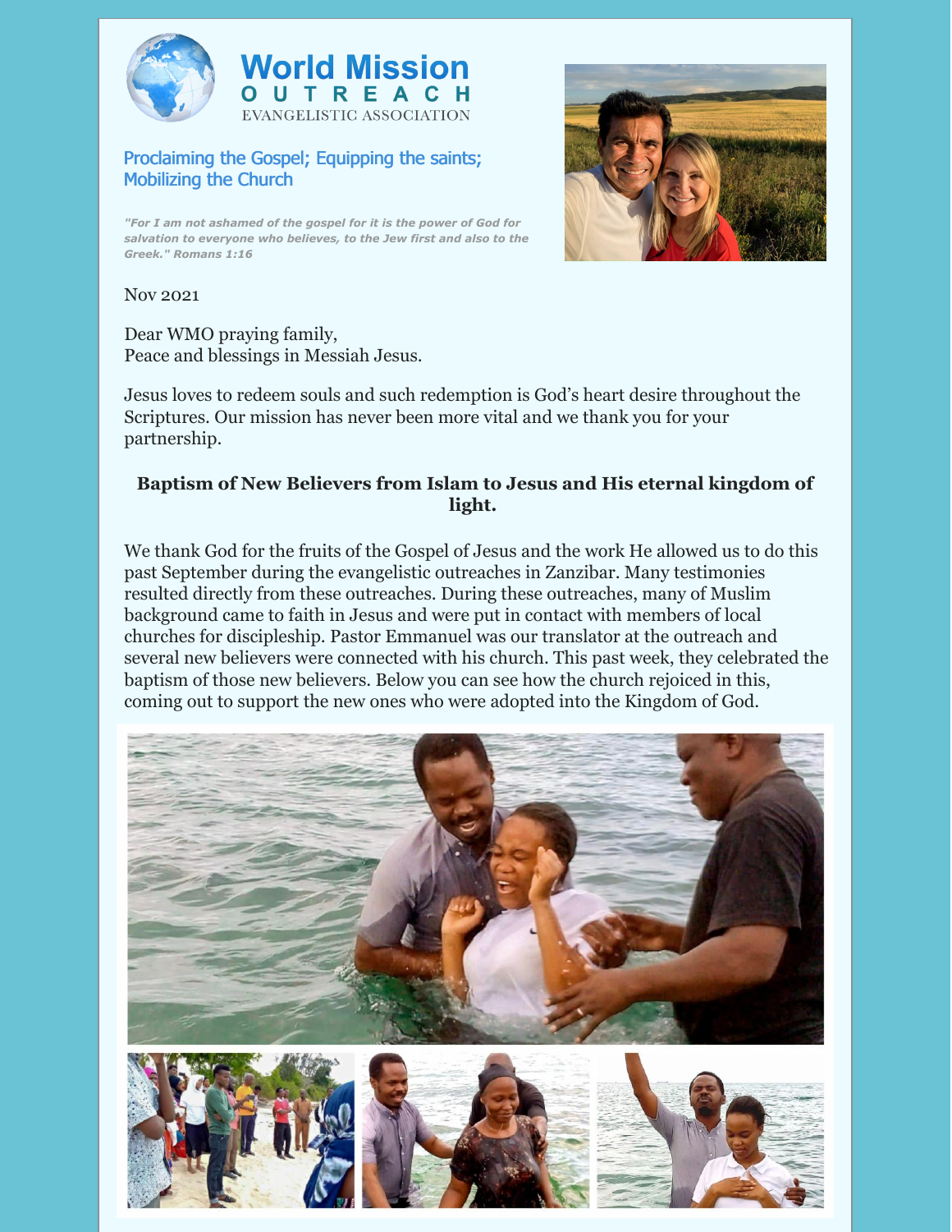# World Mission OUTREACH

EVANGELISTIC ASSOCIATION

Proclaiming the Gospel; Equipping the saints; Mobilizing the Church

*"For I am not ashamed of the gospel for it is the power of God for salvation to everyone who believes, to the Jew first and also to the Greek." Romans 1:16*

Nov 2021

Dear WMO praying family,
Peace and blessings in Messiah Jesus.

Jesus loves to redeem souls and such redemption is God's heart desire throughout the Scriptures. Our mission has never been more vital and we thank you for your partnership.

**Baptism of New Believers from Islam to Jesus and His eternal kingdom of light.**

We thank God for the fruits of the Gospel of Jesus and the work He allowed us to do this past September during the evangelistic outreaches in Zanzibar. Many testimonies resulted directly from these outreaches. During these outreaches, many of Muslim background came to faith in Jesus and were put in contact with members of local churches for discipleship. Pastor Emmanuel was our translator at the outreach and several new believers were connected with his church. This past week, they celebrated the baptism of those new believers. Below you can see how the church rejoiced in this, coming out to support the new ones who were adopted into the Kingdom of God.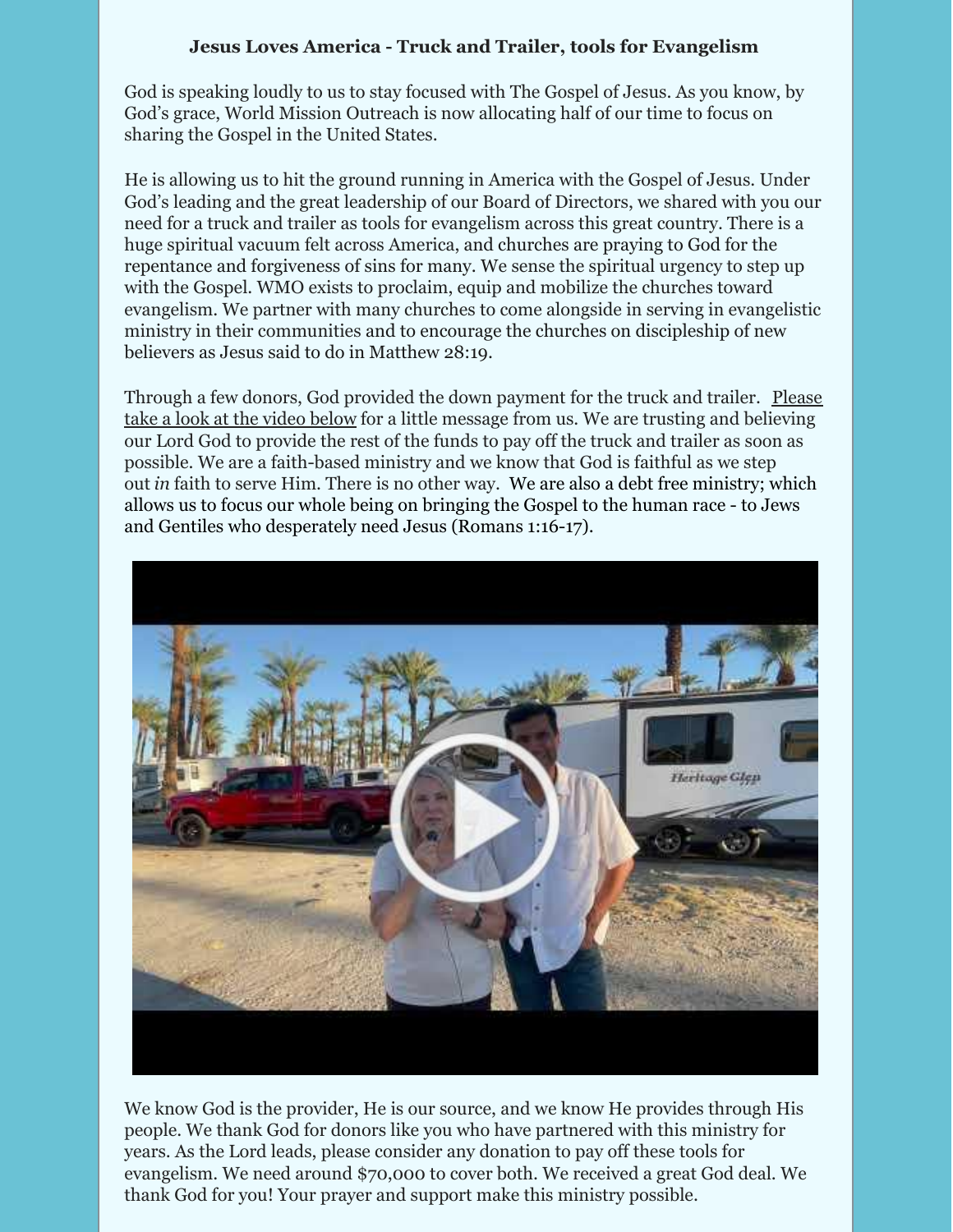### Jesus Loves America - Truck and Trailer, tools for Evangelism

God is speaking loudly to us to stay focused with The Gospel of Jesus. As you know, by God's grace, World Mission Outreach is now allocating half of our time to focus on sharing the Gospel in the United States.

He is allowing us to hit the ground running in America with the Gospel of Jesus. Under God's leading and the great leadership of our Board of Directors, we shared with you our need for a truck and trailer as tools for evangelism across this great country. There is a huge spiritual vacuum felt across America, and churches are praying to God for the repentance and forgiveness of sins for many. We sense the spiritual urgency to step up with the Gospel. WMO exists to proclaim, equip and mobilize the churches toward evangelism. We partner with many churches to come alongside in serving in evangelistic ministry in their communities and to encourage the churches on discipleship of new believers as Jesus said to do in Matthew 28:19.

Through a few donors, God provided the down payment for the truck and trailer. Please take a look at the video below for a little message from us. We are trusting and believing our Lord God to provide the rest of the funds to pay off the truck and trailer as soon as possible. We are a faith-based ministry and we know that God is faithful as we step out *in* faith to serve Him. There is no other way. We are also a debt free ministry; which allows us to focus our whole being on bringing the Gospel to the human race - to Jews and Gentiles who desperately need Jesus (Romans 1:16-17).

We know God is the provider, He is our source, and we know He provides through His people. We thank God for donors like you who have partnered with this ministry for years. As the Lord leads, please consider any donation to pay off these tools for evangelism. We need around $70,000 to cover both. We received a great God deal. We thank God for you! Your prayer and support make this ministry possible.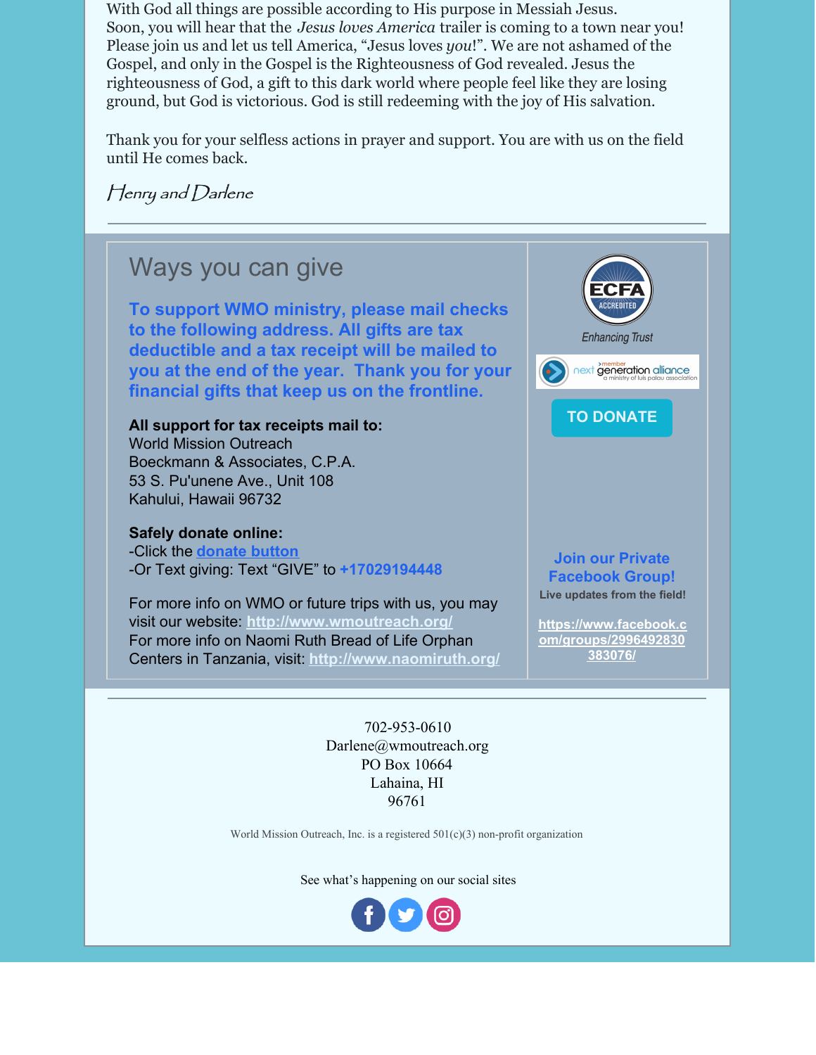With God all things are possible according to His purpose in Messiah Jesus. Soon, you will hear that the *Jesus loves America* trailer is coming to a town near you! Please join us and let us tell America, "Jesus loves *you*!". We are not ashamed of the Gospel, and only in the Gospel is the Righteousness of God revealed. Jesus the righteousness of God, a gift to this dark world where people feel like they are losing ground, but God is victorious. God is still redeeming with the joy of His salvation.

Thank you for your selfless actions in prayer and support. You are with us on the field until He comes back.

*Henry and Darlene*

---

## Ways you can give

**To support WMO ministry, please mail checks to the following address. All gifts are tax deductible and a tax receipt will be mailed to you at the end of the year. Thank you for your financial gifts that keep us on the frontline.**

**All support for tax receipts mail to:**
World Mission Outreach
Boeckmann & Associates, C.P.A.
53 S. Pu'unene Ave., Unit 108
Kahului, Hawaii 96732

**Safely donate online:**
-Click the donate button
-Or Text giving: Text "GIVE" to +17029194448

For more info on WMO or future trips with us, you may visit our website: http://www.wmoutreach.org/
For more info on Naomi Ruth Bread of Life Orphan Centers in Tanzania, visit: http://www.naomiruth.org/

ECFA ACCREDITED
Enhancing Trust

member next generation alliance — a ministry of luis palau association

**TO DONATE**

**Join our Private Facebook Group!**
**Live updates from the field!**

https://www.facebook.com/groups/2996492830383076/

---

702-953-0610
Darlene@wmoutreach.org
PO Box 10664
Lahaina, HI
96761

World Mission Outreach, Inc. is a registered 501(c)(3) non-profit organization

See what's happening on our social sites